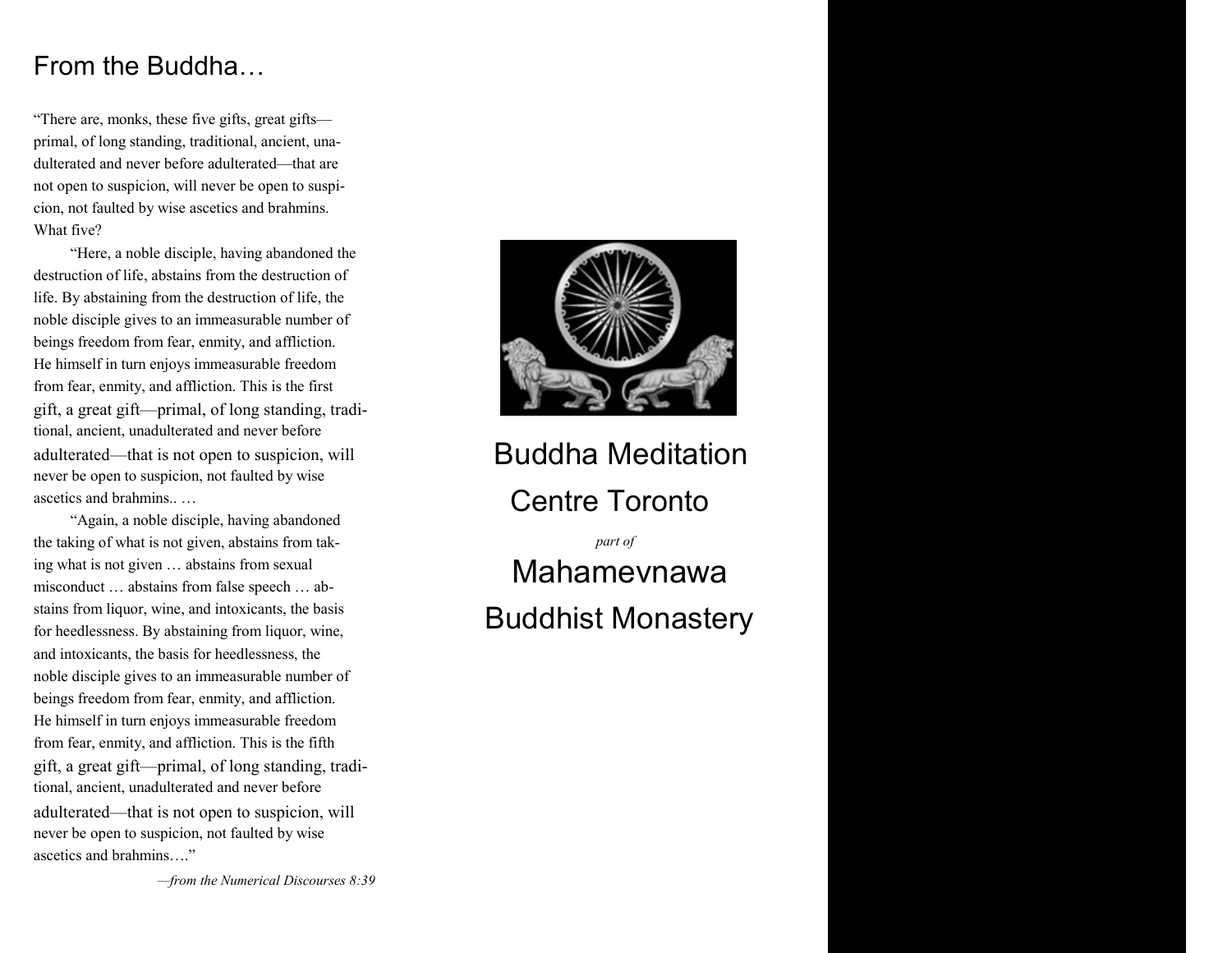# From the Buddha…

"There are, monks, these five gifts, great gifts—primal, of long standing, traditional, ancient, unadulterated and never before adulterated—that are not open to suspicion, will never be open to suspicion, not faulted by wise ascetics and brahmins. What five?

"Here, a noble disciple, having abandoned the destruction of life, abstains from the destruction of life. By abstaining from the destruction of life, the noble disciple gives to an immeasurable number of beings freedom from fear, enmity, and affliction. He himself in turn enjoys immeasurable freedom from fear, enmity, and affliction. This is the first gift, a great gift—primal, of long standing, traditional, ancient, unadulterated and never before adulterated—that is not open to suspicion, will never be open to suspicion, not faulted by wise ascetics and brahmins.. …

"Again, a noble disciple, having abandoned the taking of what is not given, abstains from taking what is not given … abstains from sexual misconduct … abstains from false speech … abstains from liquor, wine, and intoxicants, the basis for heedlessness. By abstaining from liquor, wine, and intoxicants, the basis for heedlessness, the noble disciple gives to an immeasurable number of beings freedom from fear, enmity, and affliction. He himself in turn enjoys immeasurable freedom from fear, enmity, and affliction. This is the fifth gift, a great gift—primal, of long standing, traditional, ancient, unadulterated and never before adulterated—that is not open to suspicion, will never be open to suspicion, not faulted by wise ascetics and brahmins…."

*—from the Numerical Discourses 8:39*

# Buddha Meditation Centre Toronto

*part of*

# Mahamevnawa Buddhist Monastery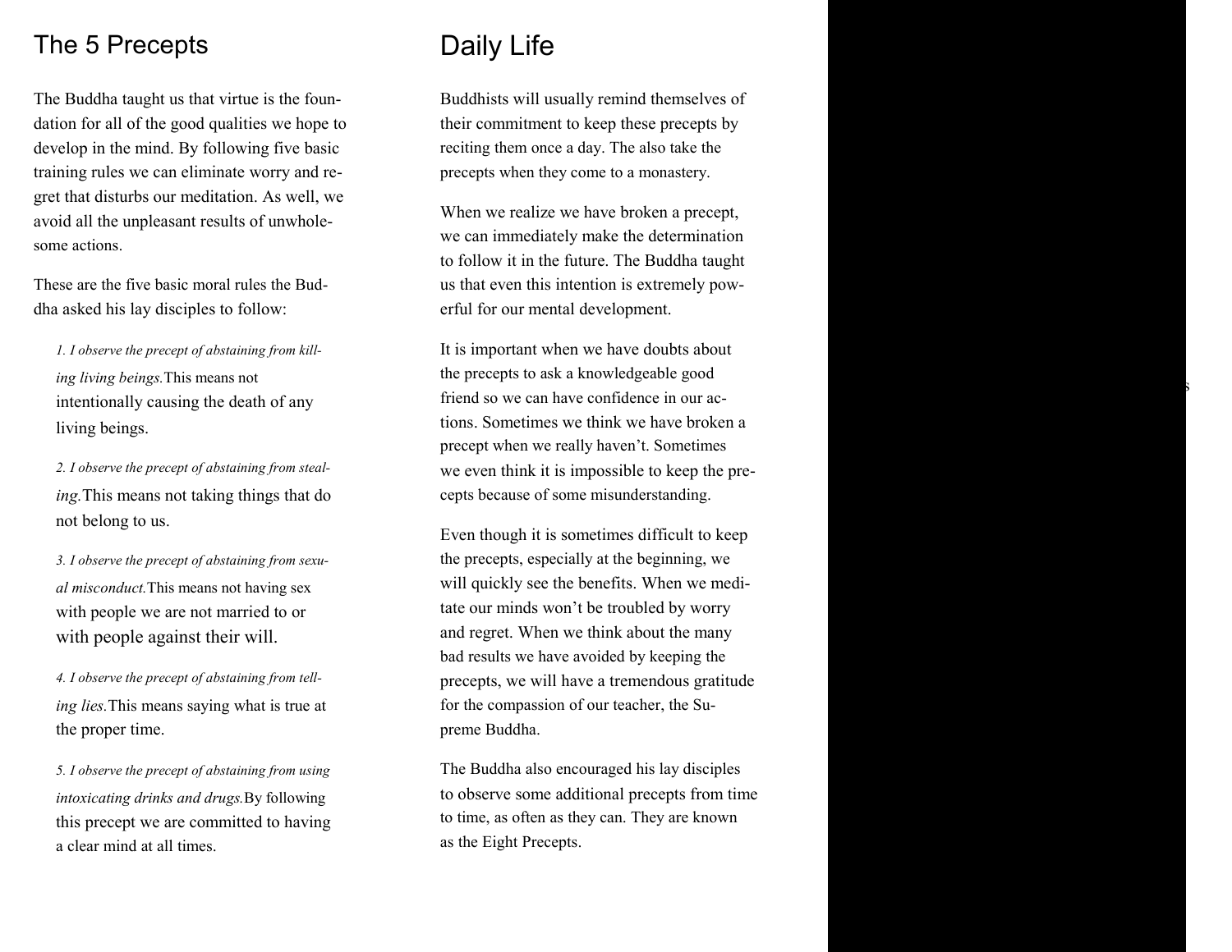## The 5 Precepts

The Buddha taught us that virtue is the foundation for all of the good qualities we hope to develop in the mind. By following five basic training rules we can eliminate worry and regret that disturbs our meditation. As well, we avoid all the unpleasant results of unwholesome actions.

These are the five basic moral rules the Buddha asked his lay disciples to follow:

1. *I observe the precept of abstaining from killing living beings.* This means not intentionally causing the death of any living beings.

2. *I observe the precept of abstaining from stealing.* This means not taking things that do not belong to us.

3. *I observe the precept of abstaining from sexual misconduct.* This means not having sex with people we are not married to or with people against their will.

4. *I observe the precept of abstaining from telling lies.* This means saying what is true at the proper time.

5. *I observe the precept of abstaining from using intoxicating drinks and drugs.* By following this precept we are committed to having a clear mind at all times.

## Daily Life

Buddhists will usually remind themselves of their commitment to keep these precepts by reciting them once a day. The also take the precepts when they come to a monastery.

When we realize we have broken a precept, we can immediately make the determination to follow it in the future. The Buddha taught us that even this intention is extremely powerful for our mental development.

It is important when we have doubts about the precepts to ask a knowledgeable good friend so we can have confidence in our actions. Sometimes we think we have broken a precept when we really haven't. Sometimes we even think it is impossible to keep the precepts because of some misunderstanding.

Even though it is sometimes difficult to keep the precepts, especially at the beginning, we will quickly see the benefits. When we meditate our minds won't be troubled by worry and regret. When we think about the many bad results we have avoided by keeping the precepts, we will have a tremendous gratitude for the compassion of our teacher, the Supreme Buddha.

The Buddha also encouraged his lay disciples to observe some additional precepts from time to time, as often as they can. They are known as the Eight Precepts.